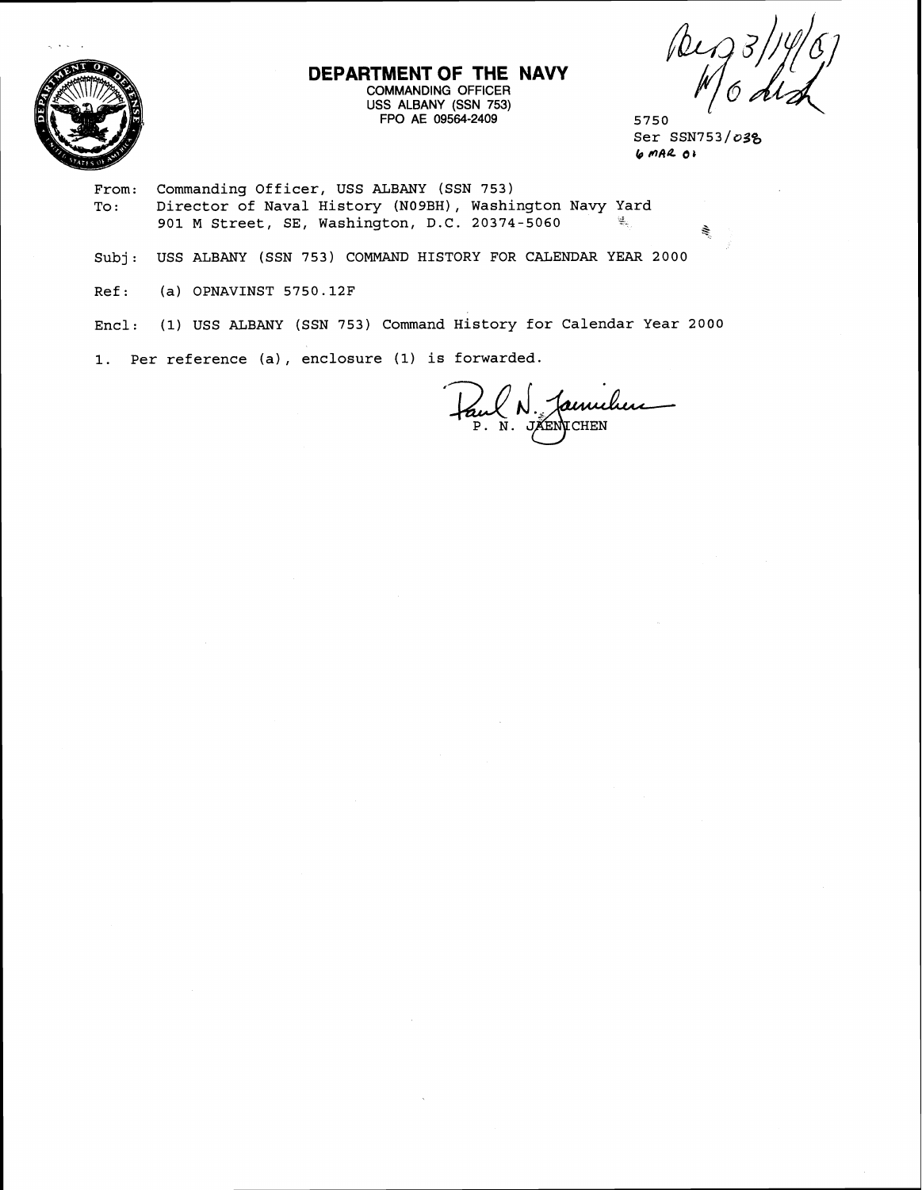**DEPARTMENT OF THE NAVY**
COMMANDING OFFICER
USS ALBANY (SSN 753)
FPO AE 09564-2409

5750
Ser SSN753/038
6 MAR 01

From: Commanding Officer, USS ALBANY (SSN 753)
To: Director of Naval History (N09BH), Washington Navy Yard
901 M Street, SE, Washington, D.C. 20374-5060

Subj: USS ALBANY (SSN 753) COMMAND HISTORY FOR CALENDAR YEAR 2000

Ref: (a) OPNAVINST 5750.12F

Encl: (1) USS ALBANY (SSN 753) Command History for Calendar Year 2000

1. Per reference (a), enclosure (1) is forwarded.

P. N. JAENICHEN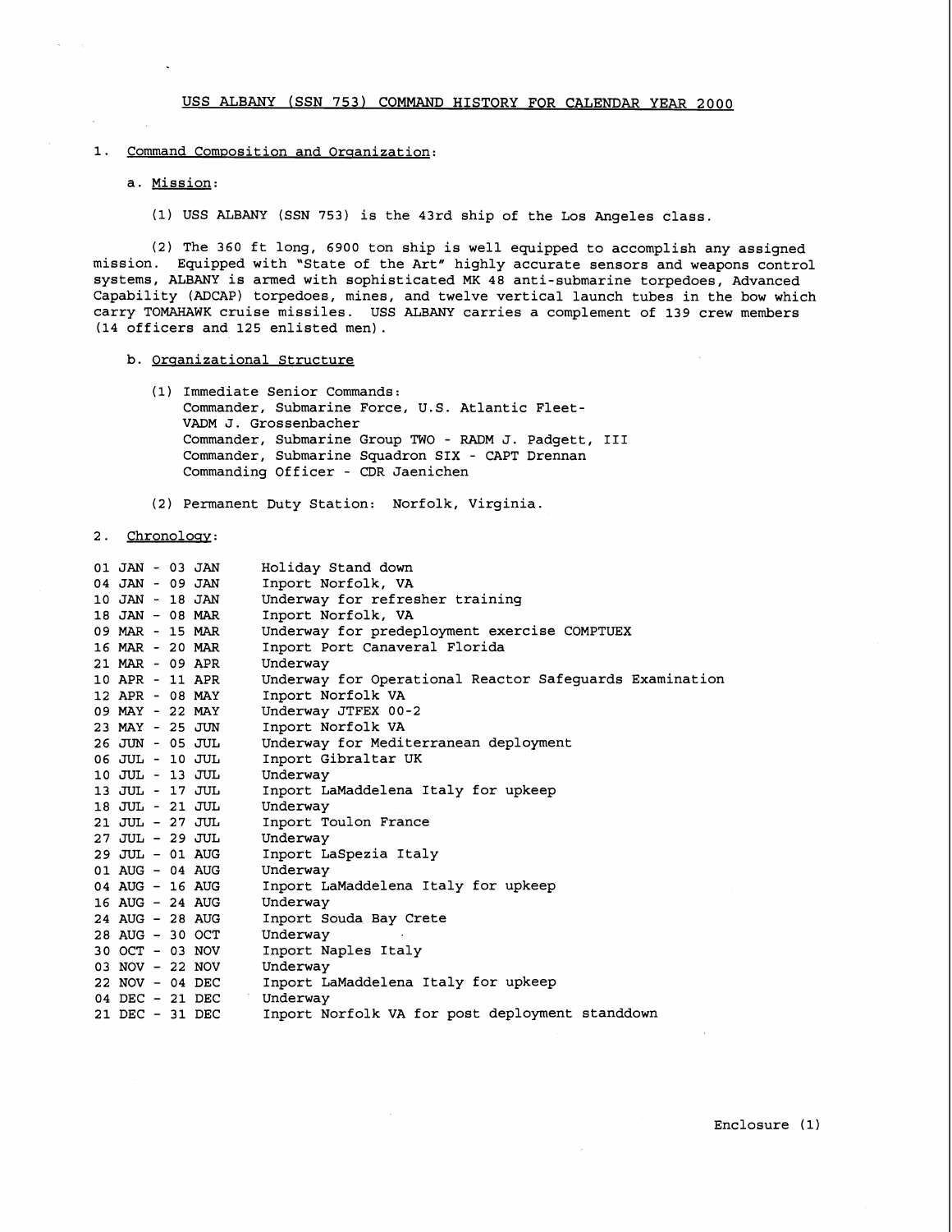# USS ALBANY (SSN 753) COMMAND HISTORY FOR CALENDAR YEAR 2000

1. Command Composition and Organization:

   a. Mission:

      (1) USS ALBANY (SSN 753) is the 43rd ship of the Los Angeles class.

      (2) The 360 ft long, 6900 ton ship is well equipped to accomplish any assigned mission. Equipped with "State of the Art" highly accurate sensors and weapons control systems, ALBANY is armed with sophisticated MK 48 anti-submarine torpedoes, Advanced Capability (ADCAP) torpedoes, mines, and twelve vertical launch tubes in the bow which carry TOMAHAWK cruise missiles. USS ALBANY carries a complement of 139 crew members (14 officers and 125 enlisted men).

   b. Organizational Structure

      (1) Immediate Senior Commands:
      Commander, Submarine Force, U.S. Atlantic Fleet-
      VADM J. Grossenbacher
      Commander, Submarine Group TWO - RADM J. Padgett, III
      Commander, Submarine Squadron SIX - CAPT Drennan
      Commanding Officer - CDR Jaenichen

      (2) Permanent Duty Station: Norfolk, Virginia.

2. Chronology:

| | |
|---|---|
| 01 JAN - 03 JAN | Holiday Stand down |
| 04 JAN - 09 JAN | Inport Norfolk, VA |
| 10 JAN - 18 JAN | Underway for refresher training |
| 18 JAN - 08 MAR | Inport Norfolk, VA |
| 09 MAR - 15 MAR | Underway for predeployment exercise COMPTUEX |
| 16 MAR - 20 MAR | Inport Port Canaveral Florida |
| 21 MAR - 09 APR | Underway |
| 10 APR - 11 APR | Underway for Operational Reactor Safeguards Examination |
| 12 APR - 08 MAY | Inport Norfolk VA |
| 09 MAY - 22 MAY | Underway JTFEX 00-2 |
| 23 MAY - 25 JUN | Inport Norfolk VA |
| 26 JUN - 05 JUL | Underway for Mediterranean deployment |
| 06 JUL - 10 JUL | Inport Gibraltar UK |
| 10 JUL - 13 JUL | Underway |
| 13 JUL - 17 JUL | Inport LaMaddelena Italy for upkeep |
| 18 JUL - 21 JUL | Underway |
| 21 JUL - 27 JUL | Inport Toulon France |
| 27 JUL - 29 JUL | Underway |
| 29 JUL - 01 AUG | Inport LaSpezia Italy |
| 01 AUG - 04 AUG | Underway |
| 04 AUG - 16 AUG | Inport LaMaddelena Italy for upkeep |
| 16 AUG - 24 AUG | Underway |
| 24 AUG - 28 AUG | Inport Souda Bay Crete |
| 28 AUG - 30 OCT | Underway |
| 30 OCT - 03 NOV | Inport Naples Italy |
| 03 NOV - 22 NOV | Underway |
| 22 NOV - 04 DEC | Inport LaMaddelena Italy for upkeep |
| 04 DEC - 21 DEC | Underway |
| 21 DEC - 31 DEC | Inport Norfolk VA for post deployment standdown |

Enclosure (1)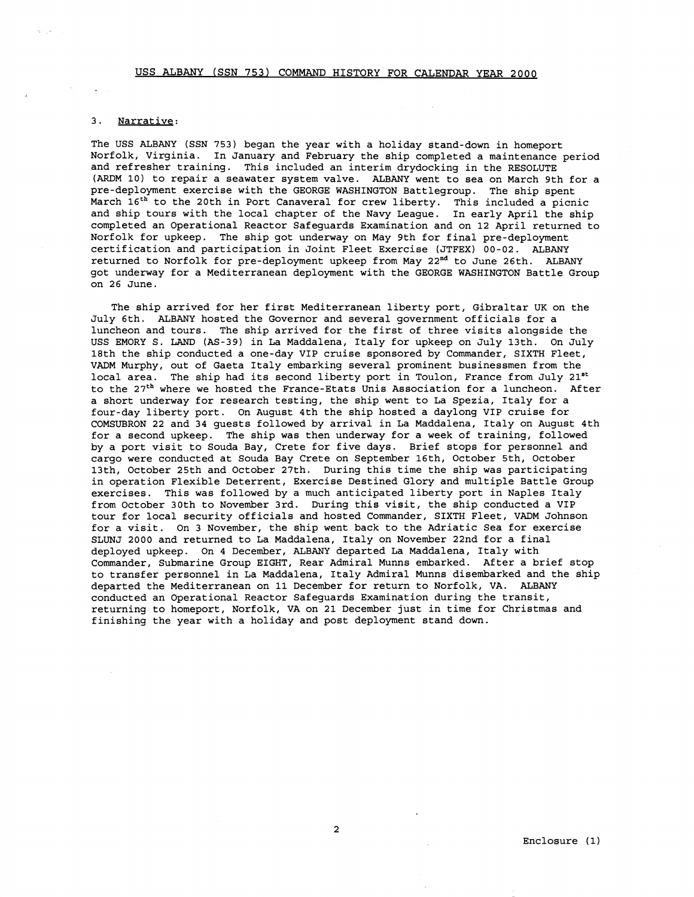USS ALBANY (SSN 753) COMMAND HISTORY FOR CALENDAR YEAR 2000

3. Narrative:

The USS ALBANY (SSN 753) began the year with a holiday stand-down in homeport Norfolk, Virginia. In January and February the ship completed a maintenance period and refresher training. This included an interim drydocking in the RESOLUTE (ARDM 10) to repair a seawater system valve. ALBANY went to sea on March 9th for a pre-deployment exercise with the GEORGE WASHINGTON Battlegroup. The ship spent March 16th to the 20th in Port Canaveral for crew liberty. This included a picnic and ship tours with the local chapter of the Navy League. In early April the ship completed an Operational Reactor Safeguards Examination and on 12 April returned to Norfolk for upkeep. The ship got underway on May 9th for final pre-deployment certification and participation in Joint Fleet Exercise (JTFEX) 00-02. ALBANY returned to Norfolk for pre-deployment upkeep from May 22nd to June 26th. ALBANY got underway for a Mediterranean deployment with the GEORGE WASHINGTON Battle Group on 26 June.

The ship arrived for her first Mediterranean liberty port, Gibraltar UK on the July 6th. ALBANY hosted the Governor and several government officials for a luncheon and tours. The ship arrived for the first of three visits alongside the USS EMORY S. LAND (AS-39) in La Maddalena, Italy for upkeep on July 13th. On July 18th the ship conducted a one-day VIP cruise sponsored by Commander, SIXTH Fleet, VADM Murphy, out of Gaeta Italy embarking several prominent businessmen from the local area. The ship had its second liberty port in Toulon, France from July 21st to the 27th where we hosted the France-Etats Unis Association for a luncheon. After a short underway for research testing, the ship went to La Spezia, Italy for a four-day liberty port. On August 4th the ship hosted a daylong VIP cruise for COMSUBRON 22 and 34 guests followed by arrival in La Maddalena, Italy on August 4th for a second upkeep. The ship was then underway for a week of training, followed by a port visit to Souda Bay, Crete for five days. Brief stops for personnel and cargo were conducted at Souda Bay Crete on September 16th, October 5th, October 13th, October 25th and October 27th. During this time the ship was participating in operation Flexible Deterrent, Exercise Destined Glory and multiple Battle Group exercises. This was followed by a much anticipated liberty port in Naples Italy from October 30th to November 3rd. During this visit, the ship conducted a VIP tour for local security officials and hosted Commander, SIXTH Fleet, VADM Johnson for a visit. On 3 November, the ship went back to the Adriatic Sea for exercise SLUNJ 2000 and returned to La Maddalena, Italy on November 22nd for a final deployed upkeep. On 4 December, ALBANY departed La Maddalena, Italy with Commander, Submarine Group EIGHT, Rear Admiral Munns embarked. After a brief stop to transfer personnel in La Maddalena, Italy Admiral Munns disembarked and the ship departed the Mediterranean on 11 December for return to Norfolk, VA. ALBANY conducted an Operational Reactor Safeguards Examination during the transit, returning to homeport, Norfolk, VA on 21 December just in time for Christmas and finishing the year with a holiday and post deployment stand down.

Enclosure (1)